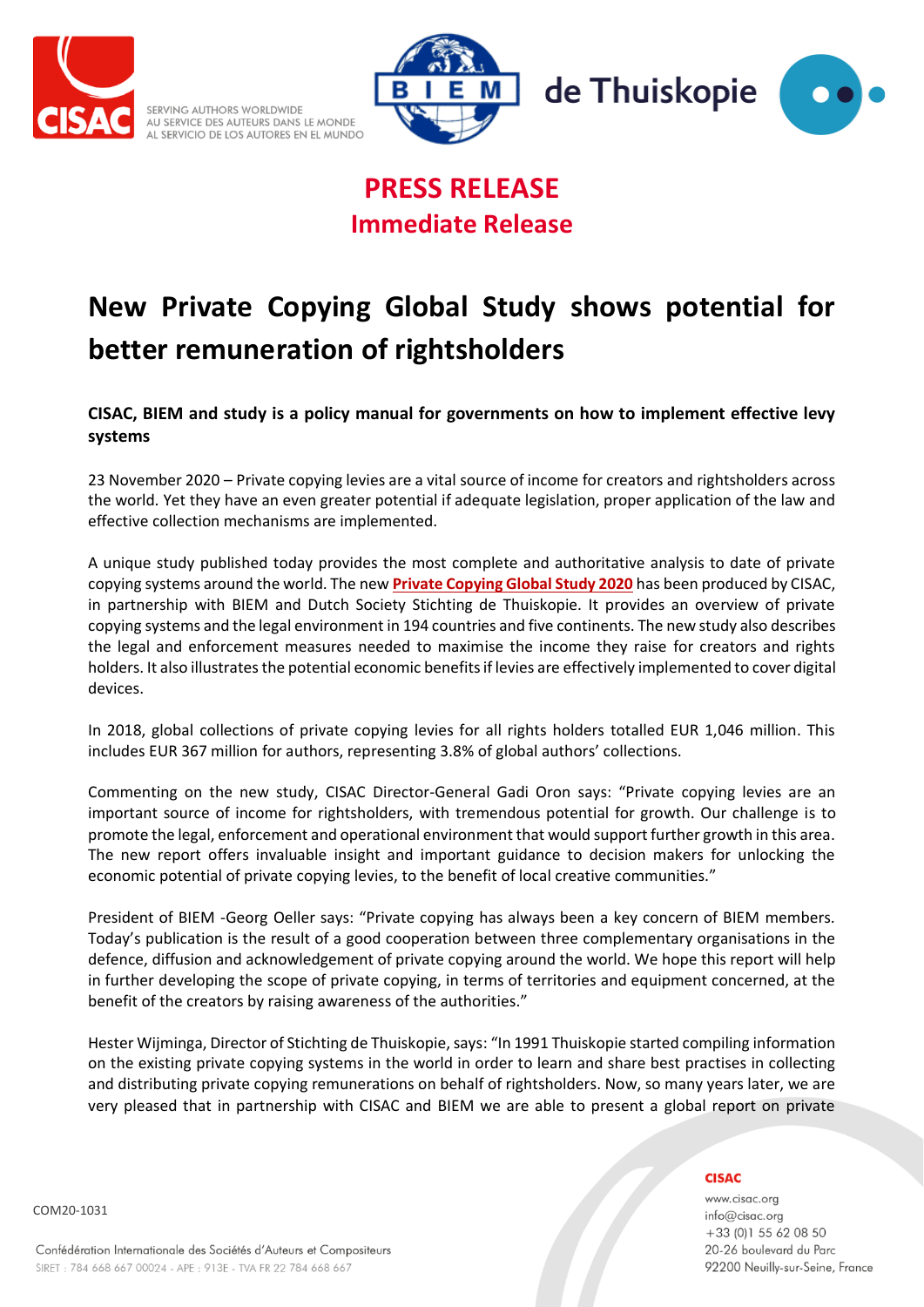SERVING AUTHORS WORLDWIDE
AU SERVICE DES AUTEURS DANS LE MONDE
AL SERVICIO DE LOS AUTORES EN EL MUNDO

de Thuiskopie

# PRESS RELEASE
## Immediate Release

# New Private Copying Global Study shows potential for better remuneration of rightsholders

**CISAC, BIEM and study is a policy manual for governments on how to implement effective levy systems**

23 November 2020 – Private copying levies are a vital source of income for creators and rightsholders across the world. Yet they have an even greater potential if adequate legislation, proper application of the law and effective collection mechanisms are implemented.

A unique study published today provides the most complete and authoritative analysis to date of private copying systems around the world. The new **Private Copying Global Study 2020** has been produced by CISAC, in partnership with BIEM and Dutch Society Stichting de Thuiskopie. It provides an overview of private copying systems and the legal environment in 194 countries and five continents. The new study also describes the legal and enforcement measures needed to maximise the income they raise for creators and rights holders. It also illustrates the potential economic benefits if levies are effectively implemented to cover digital devices.

In 2018, global collections of private copying levies for all rights holders totalled EUR 1,046 million. This includes EUR 367 million for authors, representing 3.8% of global authors' collections.

Commenting on the new study, CISAC Director-General Gadi Oron says: "Private copying levies are an important source of income for rightsholders, with tremendous potential for growth. Our challenge is to promote the legal, enforcement and operational environment that would support further growth in this area. The new report offers invaluable insight and important guidance to decision makers for unlocking the economic potential of private copying levies, to the benefit of local creative communities."

President of BIEM -Georg Oeller says: "Private copying has always been a key concern of BIEM members. Today's publication is the result of a good cooperation between three complementary organisations in the defence, diffusion and acknowledgement of private copying around the world. We hope this report will help in further developing the scope of private copying, in terms of territories and equipment concerned, at the benefit of the creators by raising awareness of the authorities."

Hester Wijminga, Director of Stichting de Thuiskopie, says: "In 1991 Thuiskopie started compiling information on the existing private copying systems in the world in order to learn and share best practises in collecting and distributing private copying remunerations on behalf of rightsholders. Now, so many years later, we are very pleased that in partnership with CISAC and BIEM we are able to present a global report on private

COM20-1031

Confédération Internationale des Sociétés d'Auteurs et Compositeurs
SIRET : 784 668 667 00024 - APE : 913E - TVA FR 22 784 668 667

**CISAC**
www.cisac.org
info@cisac.org
+33 (0)1 55 62 08 50
20-26 boulevard du Parc
92200 Neuilly-sur-Seine, France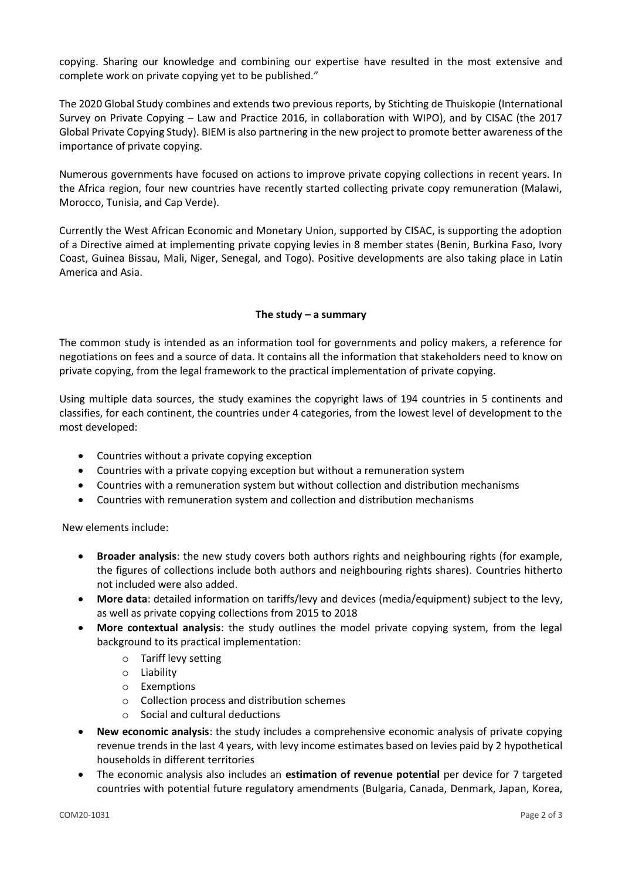copying. Sharing our knowledge and combining our expertise have resulted in the most extensive and complete work on private copying yet to be published."

The 2020 Global Study combines and extends two previous reports, by Stichting de Thuiskopie (International Survey on Private Copying – Law and Practice 2016, in collaboration with WIPO), and by CISAC (the 2017 Global Private Copying Study). BIEM is also partnering in the new project to promote better awareness of the importance of private copying.

Numerous governments have focused on actions to improve private copying collections in recent years. In the Africa region, four new countries have recently started collecting private copy remuneration (Malawi, Morocco, Tunisia, and Cap Verde).

Currently the West African Economic and Monetary Union, supported by CISAC, is supporting the adoption of a Directive aimed at implementing private copying levies in 8 member states (Benin, Burkina Faso, Ivory Coast, Guinea Bissau, Mali, Niger, Senegal, and Togo). Positive developments are also taking place in Latin America and Asia.

**The study – a summary**

The common study is intended as an information tool for governments and policy makers, a reference for negotiations on fees and a source of data. It contains all the information that stakeholders need to know on private copying, from the legal framework to the practical implementation of private copying.

Using multiple data sources, the study examines the copyright laws of 194 countries in 5 continents and classifies, for each continent, the countries under 4 categories, from the lowest level of development to the most developed:

- Countries without a private copying exception
- Countries with a private copying exception but without a remuneration system
- Countries with a remuneration system but without collection and distribution mechanisms
- Countries with remuneration system and collection and distribution mechanisms

New elements include:

- **Broader analysis**: the new study covers both authors rights and neighbouring rights (for example, the figures of collections include both authors and neighbouring rights shares). Countries hitherto not included were also added.
- **More data**: detailed information on tariffs/levy and devices (media/equipment) subject to the levy, as well as private copying collections from 2015 to 2018
- **More contextual analysis**: the study outlines the model private copying system, from the legal background to its practical implementation:
  - Tariff levy setting
  - Liability
  - Exemptions
  - Collection process and distribution schemes
  - Social and cultural deductions
- **New economic analysis**: the study includes a comprehensive economic analysis of private copying revenue trends in the last 4 years, with levy income estimates based on levies paid by 2 hypothetical households in different territories
- The economic analysis also includes an **estimation of revenue potential** per device for 7 targeted countries with potential future regulatory amendments (Bulgaria, Canada, Denmark, Japan, Korea,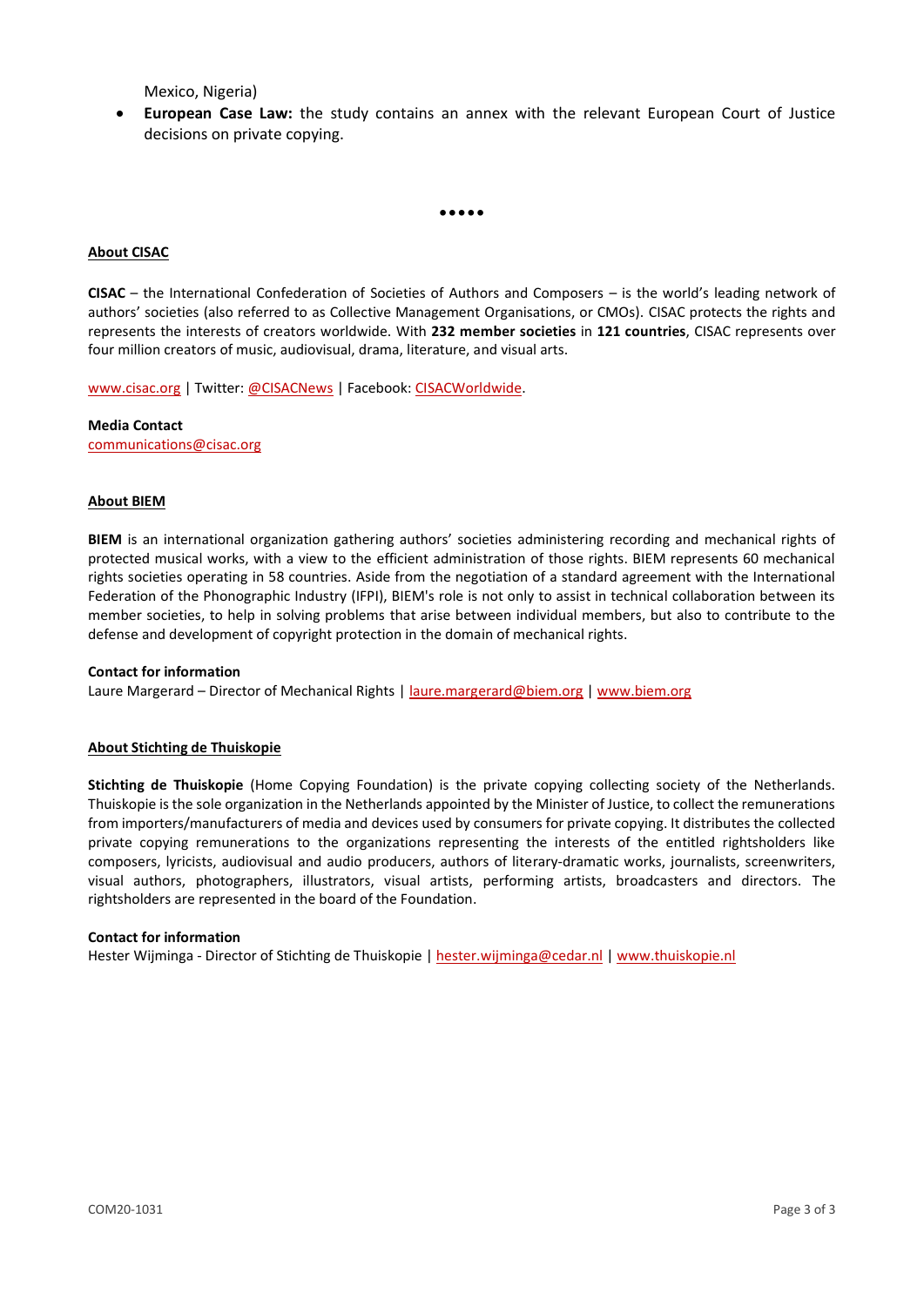Mexico, Nigeria)

- **European Case Law:** the study contains an annex with the relevant European Court of Justice decisions on private copying.

•••••

**About CISAC**

**CISAC** – the International Confederation of Societies of Authors and Composers – is the world's leading network of authors' societies (also referred to as Collective Management Organisations, or CMOs). CISAC protects the rights and represents the interests of creators worldwide. With **232 member societies** in **121 countries**, CISAC represents over four million creators of music, audiovisual, drama, literature, and visual arts.

www.cisac.org | Twitter: @CISACNews | Facebook: CISACWorldwide.

**Media Contact**
communications@cisac.org

**About BIEM**

**BIEM** is an international organization gathering authors' societies administering recording and mechanical rights of protected musical works, with a view to the efficient administration of those rights. BIEM represents 60 mechanical rights societies operating in 58 countries. Aside from the negotiation of a standard agreement with the International Federation of the Phonographic Industry (IFPI), BIEM's role is not only to assist in technical collaboration between its member societies, to help in solving problems that arise between individual members, but also to contribute to the defense and development of copyright protection in the domain of mechanical rights.

**Contact for information**
Laure Margerard – Director of Mechanical Rights | laure.margerard@biem.org | www.biem.org

**About Stichting de Thuiskopie**

**Stichting de Thuiskopie** (Home Copying Foundation) is the private copying collecting society of the Netherlands. Thuiskopie is the sole organization in the Netherlands appointed by the Minister of Justice, to collect the remunerations from importers/manufacturers of media and devices used by consumers for private copying. It distributes the collected private copying remunerations to the organizations representing the interests of the entitled rightsholders like composers, lyricists, audiovisual and audio producers, authors of literary-dramatic works, journalists, screenwriters, visual authors, photographers, illustrators, visual artists, performing artists, broadcasters and directors. The rightsholders are represented in the board of the Foundation.

**Contact for information**
Hester Wijminga - Director of Stichting de Thuiskopie | hester.wijminga@cedar.nl | www.thuiskopie.nl

COM20-1031